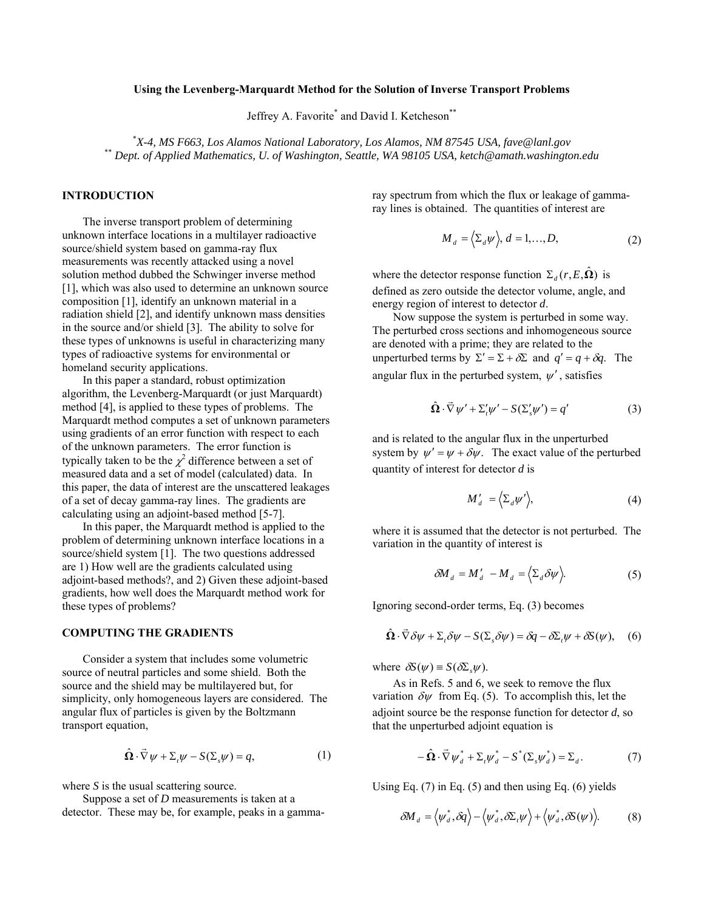# Using the Levenberg-Marquardt Method for the Solution of Inverse Transport Problems

Jeffrey A. Favorite* and David I. Ketcheson**

*X-4, MS F663, Los Alamos National Laboratory, Los Alamos, NM 87545 USA, fave@lanl.gov
** Dept. of Applied Mathematics, U. of Washington, Seattle, WA 98105 USA, ketch@amath.washington.edu

## INTRODUCTION

The inverse transport problem of determining unknown interface locations in a multilayer radioactive source/shield system based on gamma-ray flux measurements was recently attacked using a novel solution method dubbed the Schwinger inverse method [1], which was also used to determine an unknown source composition [1], identify an unknown material in a radiation shield [2], and identify unknown mass densities in the source and/or shield [3]. The ability to solve for these types of unknowns is useful in characterizing many types of radioactive systems for environmental or homeland security applications.

In this paper a standard, robust optimization algorithm, the Levenberg-Marquardt (or just Marquardt) method [4], is applied to these types of problems. The Marquardt method computes a set of unknown parameters using gradients of an error function with respect to each of the unknown parameters. The error function is typically taken to be the $\chi^2$ difference between a set of measured data and a set of model (calculated) data. In this paper, the data of interest are the unscattered leakages of a set of decay gamma-ray lines. The gradients are calculating using an adjoint-based method [5-7].

In this paper, the Marquardt method is applied to the problem of determining unknown interface locations in a source/shield system [1]. The two questions addressed are 1) How well are the gradients calculated using adjoint-based methods?, and 2) Given these adjoint-based gradients, how well does the Marquardt method work for these types of problems?

## COMPUTING THE GRADIENTS

Consider a system that includes some volumetric source of neutral particles and some shield. Both the source and the shield may be multilayered but, for simplicity, only homogeneous layers are considered. The angular flux of particles is given by the Boltzmann transport equation,

$$\hat{\mathbf{\Omega}} \cdot \vec{\nabla} \psi + \Sigma_t \psi - S(\Sigma_s \psi) = q, \tag{1}$$

where $S$ is the usual scattering source.

Suppose a set of $D$ measurements is taken at a detector. These may be, for example, peaks in a gamma-ray spectrum from which the flux or leakage of gamma-ray lines is obtained. The quantities of interest are

$$M_d = \langle \Sigma_d \psi \rangle, \; d = 1, \ldots, D, \tag{2}$$

where the detector response function $\Sigma_d(r, E, \hat{\mathbf{\Omega}})$ is defined as zero outside the detector volume, angle, and energy region of interest to detector $d$.

Now suppose the system is perturbed in some way. The perturbed cross sections and inhomogeneous source are denoted with a prime; they are related to the unperturbed terms by $\Sigma' = \Sigma + \delta\Sigma$ and $q' = q + \delta q$. The angular flux in the perturbed system, $\psi'$, satisfies

$$\hat{\mathbf{\Omega}} \cdot \vec{\nabla} \psi' + \Sigma_t' \psi' - S(\Sigma_s' \psi') = q' \tag{3}$$

and is related to the angular flux in the unperturbed system by $\psi' = \psi + \delta\psi$. The exact value of the perturbed quantity of interest for detector $d$ is

$$M_d' = \langle \Sigma_d \psi' \rangle, \tag{4}$$

where it is assumed that the detector is not perturbed. The variation in the quantity of interest is

$$\delta M_d = M_d' - M_d = \langle \Sigma_d \delta\psi \rangle. \tag{5}$$

Ignoring second-order terms, Eq. (3) becomes

$$\hat{\mathbf{\Omega}} \cdot \vec{\nabla} \delta\psi + \Sigma_t \delta\psi - S(\Sigma_s \delta\psi) = \delta q - \delta\Sigma_t \psi + \delta S(\psi), \tag{6}$$

where $\delta S(\psi) \equiv S(\delta\Sigma_s \psi)$.

As in Refs. 5 and 6, we seek to remove the flux variation $\delta\psi$ from Eq. (5). To accomplish this, let the adjoint source be the response function for detector $d$, so that the unperturbed adjoint equation is

$$-\hat{\mathbf{\Omega}} \cdot \vec{\nabla} \psi_d^* + \Sigma_t \psi_d^* - S^*(\Sigma_s \psi_d^*) = \Sigma_d. \tag{7}$$

Using Eq. (7) in Eq. (5) and then using Eq. (6) yields

$$\delta M_d = \langle \psi_d^*, \delta q \rangle - \langle \psi_d^*, \delta\Sigma_t \psi \rangle + \langle \psi_d^*, \delta S(\psi) \rangle. \tag{8}$$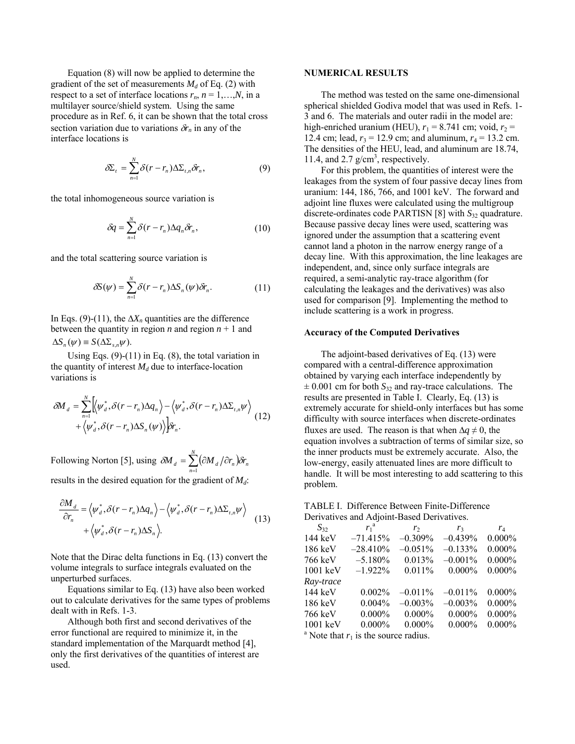Equation (8) will now be applied to determine the gradient of the set of measurements $M_d$ of Eq. (2) with respect to a set of interface locations $r_n$, $n = 1,\ldots,N$, in a multilayer source/shield system. Using the same procedure as in Ref. 6, it can be shown that the total cross section variation due to variations $\delta r_n$ in any of the interface locations is

$$\delta\Sigma_t = \sum_{n=1}^{N} \delta(r - r_n)\Delta\Sigma_{t,n}\delta r_n, \tag{9}$$

the total inhomogeneous source variation is

$$\delta q = \sum_{n=1}^{N} \delta(r - r_n)\Delta q_n \delta r_n, \tag{10}$$

and the total scattering source variation is

$$\delta S(\psi) = \sum_{n=1}^{N} \delta(r - r_n)\Delta S_n(\psi)\delta r_n. \tag{11}$$

In Eqs. (9)-(11), the $\Delta X_n$ quantities are the difference between the quantity in region $n$ and region $n + 1$ and $\Delta S_n(\psi) \equiv S(\Delta\Sigma_{s,n}\psi)$.

Using Eqs. (9)-(11) in Eq. (8), the total variation in the quantity of interest $M_d$ due to interface-location variations is

$$\delta M_d = \sum_{n=1}^{N}\Big[\left\langle \psi_d^*, \delta(r - r_n)\Delta q_n \right\rangle - \left\langle \psi_d^*, \delta(r - r_n)\Delta\Sigma_{t,n}\psi \right\rangle + \left\langle \psi_d^*, \delta(r - r_n)\Delta S_n(\psi) \right\rangle\Big]\delta r_n. \tag{12}$$

Following Norton [5], using $\delta M_d = \sum_{n=1}^{N} (\partial M_d / \partial r_n)\delta r_n$ results in the desired equation for the gradient of $M_d$:

$$\frac{\partial M_d}{\partial r_n} = \left\langle \psi_d^*, \delta(r - r_n)\Delta q_n \right\rangle - \left\langle \psi_d^*, \delta(r - r_n)\Delta\Sigma_{t,n}\psi \right\rangle + \left\langle \psi_d^*, \delta(r - r_n)\Delta S_n \right\rangle. \tag{13}$$

Note that the Dirac delta functions in Eq. (13) convert the volume integrals to surface integrals evaluated on the unperturbed surfaces.

Equations similar to Eq. (13) have also been worked out to calculate derivatives for the same types of problems dealt with in Refs. 1-3.

Although both first and second derivatives of the error functional are required to minimize it, in the standard implementation of the Marquardt method [4], only the first derivatives of the quantities of interest are used.

## NUMERICAL RESULTS

The method was tested on the same one-dimensional spherical shielded Godiva model that was used in Refs. 1-3 and 6. The materials and outer radii in the model are: high-enriched uranium (HEU), $r_1 = 8.741$ cm; void, $r_2 = 12.4$ cm; lead, $r_3 = 12.9$ cm; and aluminum, $r_4 = 13.2$ cm. The densities of the HEU, lead, and aluminum are 18.74, 11.4, and 2.7 g/cm$^3$, respectively.

For this problem, the quantities of interest were the leakages from the system of four passive decay lines from uranium: 144, 186, 766, and 1001 keV. The forward and adjoint line fluxes were calculated using the multigroup discrete-ordinates code PARTISN [8] with $S_{32}$ quadrature. Because passive decay lines were used, scattering was ignored under the assumption that a scattering event cannot land a photon in the narrow energy range of a decay line. With this approximation, the line leakages are independent, and, since only surface integrals are required, a semi-analytic ray-trace algorithm (for calculating the leakages and the derivatives) was also used for comparison [9]. Implementing the method to include scattering is a work in progress.

### Accuracy of the Computed Derivatives

The adjoint-based derivatives of Eq. (13) were compared with a central-difference approximation obtained by varying each interface independently by ± 0.001 cm for both $S_{32}$ and ray-trace calculations. The results are presented in Table I. Clearly, Eq. (13) is extremely accurate for shield-only interfaces but has some difficulty with source interfaces when discrete-ordinates fluxes are used. The reason is that when $\Delta q \neq 0$, the equation involves a subtraction of terms of similar size, so the inner products must be extremely accurate. Also, the low-energy, easily attenuated lines are more difficult to handle. It will be most interesting to add scattering to this problem.

TABLE I. Difference Between Finite-Difference Derivatives and Adjoint-Based Derivatives.

| $S_{32}$ | $r_1$[a] | $r_2$ | $r_3$ | $r_4$ |
|---|---|---|---|---|
| 144 keV | –71.415% | –0.309% | –0.439% | 0.000% |
| 186 keV | –28.410% | –0.051% | –0.133% | 0.000% |
| 766 keV | –5.180% | 0.013% | –0.001% | 0.000% |
| 1001 keV | –1.922% | 0.011% | 0.000% | 0.000% |
| *Ray-trace* | | | | |
| 144 keV | 0.002% | –0.011% | –0.011% | 0.000% |
| 186 keV | 0.004% | –0.003% | –0.003% | 0.000% |
| 766 keV | 0.000% | 0.000% | 0.000% | 0.000% |
| 1001 keV | 0.000% | 0.000% | 0.000% | 0.000% |

[a] Note that $r_1$ is the source radius.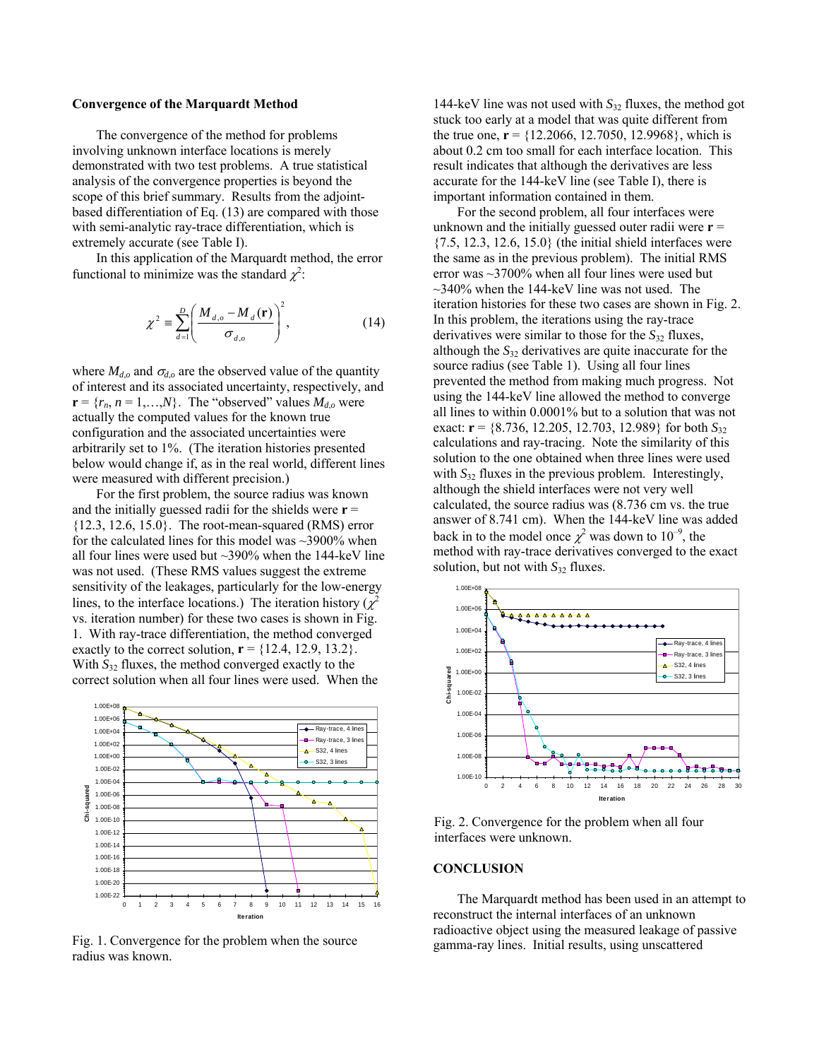### Convergence of the Marquardt Method

The convergence of the method for problems involving unknown interface locations is merely demonstrated with two test problems. A true statistical analysis of the convergence properties is beyond the scope of this brief summary. Results from the adjoint-based differentiation of Eq. (13) are compared with those with semi-analytic ray-trace differentiation, which is extremely accurate (see Table I).

In this application of the Marquardt method, the error functional to minimize was the standard $\chi^2$:

$$\chi^2 \equiv \sum_{d=1}^{D} \left( \frac{M_{d,o} - M_d(\mathbf{r})}{\sigma_{d,o}} \right)^2, \tag{14}$$

where $M_{d,o}$ and $\sigma_{d,o}$ are the observed value of the quantity of interest and its associated uncertainty, respectively, and $\mathbf{r} = \{r_n, n = 1,\ldots,N\}$. The "observed" values $M_{d,o}$ were actually the computed values for the known true configuration and the associated uncertainties were arbitrarily set to 1%. (The iteration histories presented below would change if, as in the real world, different lines were measured with different precision.)

For the first problem, the source radius was known and the initially guessed radii for the shields were $\mathbf{r} = \{12.3, 12.6, 15.0\}$. The root-mean-squared (RMS) error for the calculated lines for this model was ~3900% when all four lines were used but ~390% when the 144-keV line was not used. (These RMS values suggest the extreme sensitivity of the leakages, particularly for the low-energy lines, to the interface locations.) The iteration history ($\chi^2$ vs. iteration number) for these two cases is shown in Fig. 1. With ray-trace differentiation, the method converged exactly to the correct solution, $\mathbf{r} = \{12.4, 12.9, 13.2\}$. With $S_{32}$ fluxes, the method converged exactly to the correct solution when all four lines were used. When the 144-keV line was not used with $S_{32}$ fluxes, the method got stuck too early at a model that was quite different from the true one, $\mathbf{r} = \{12.2066, 12.7050, 12.9968\}$, which is about 0.2 cm too small for each interface location. This result indicates that although the derivatives are less accurate for the 144-keV line (see Table I), there is important information contained in them.

Fig. 1. Convergence for the problem when the source radius was known.

For the second problem, all four interfaces were unknown and the initially guessed outer radii were $\mathbf{r} = \{7.5, 12.3, 12.6, 15.0\}$ (the initial shield interfaces were the same as in the previous problem). The initial RMS error was ~3700% when all four lines were used but ~340% when the 144-keV line was not used. The iteration histories for these two cases are shown in Fig. 2. In this problem, the iterations using the ray-trace derivatives were similar to those for the $S_{32}$ fluxes, although the $S_{32}$ derivatives are quite inaccurate for the source radius (see Table 1). Using all four lines prevented the method from making much progress. Not using the 144-keV line allowed the method to converge all lines to within 0.0001% but to a solution that was not exact: $\mathbf{r} = \{8.736, 12.205, 12.703, 12.989\}$ for both $S_{32}$ calculations and ray-tracing. Note the similarity of this solution to the one obtained when three lines were used with $S_{32}$ fluxes in the previous problem. Interestingly, although the shield interfaces were not very well calculated, the source radius was (8.736 cm vs. the true answer of 8.741 cm). When the 144-keV line was added back in to the model once $\chi^2$ was down to $10^{-9}$, the method with ray-trace derivatives converged to the exact solution, but not with $S_{32}$ fluxes.

Fig. 2. Convergence for the problem when all four interfaces were unknown.

## CONCLUSION

The Marquardt method has been used in an attempt to reconstruct the internal interfaces of an unknown radioactive object using the measured leakage of passive gamma-ray lines. Initial results, using unscattered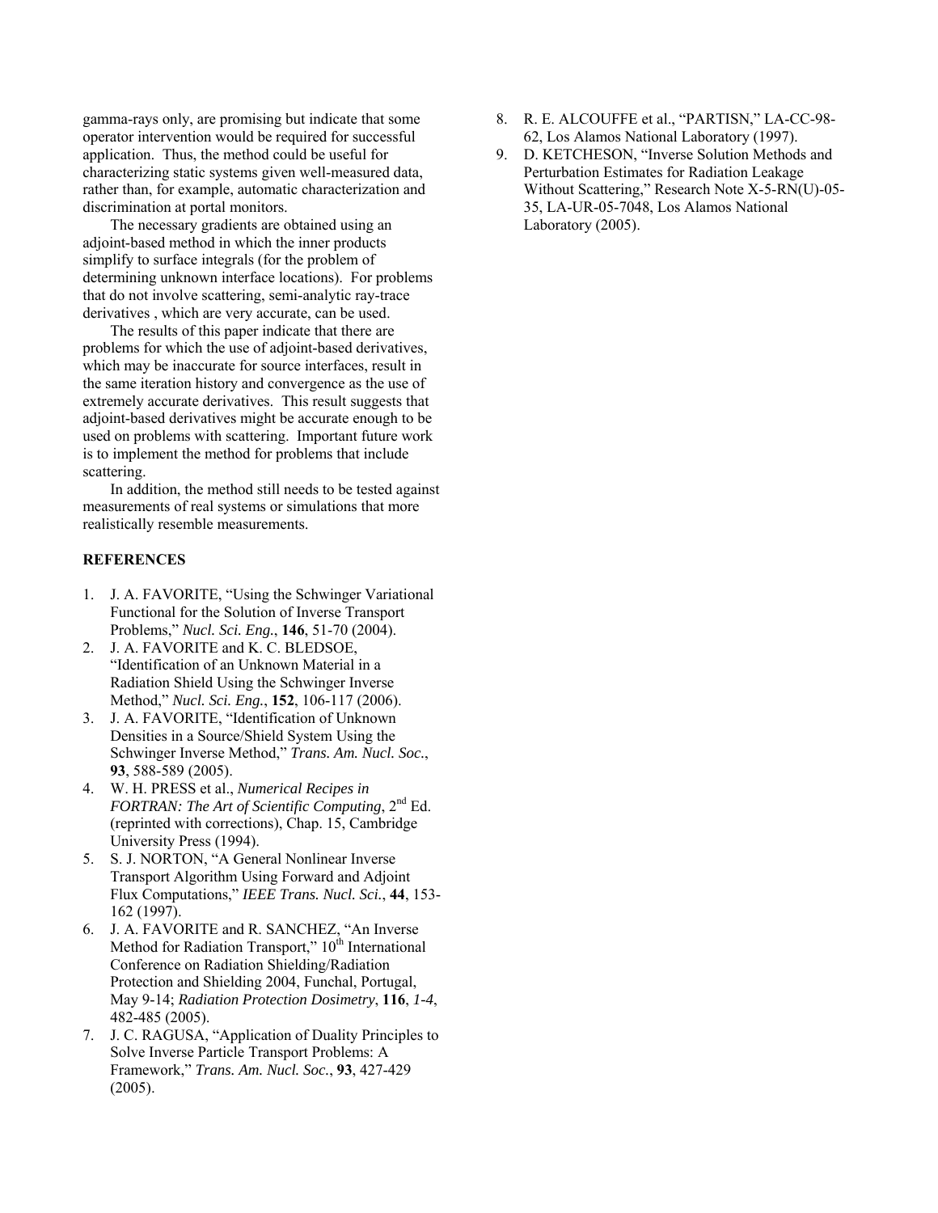gamma-rays only, are promising but indicate that some operator intervention would be required for successful application. Thus, the method could be useful for characterizing static systems given well-measured data, rather than, for example, automatic characterization and discrimination at portal monitors.

The necessary gradients are obtained using an adjoint-based method in which the inner products simplify to surface integrals (for the problem of determining unknown interface locations). For problems that do not involve scattering, semi-analytic ray-trace derivatives , which are very accurate, can be used.

The results of this paper indicate that there are problems for which the use of adjoint-based derivatives, which may be inaccurate for source interfaces, result in the same iteration history and convergence as the use of extremely accurate derivatives. This result suggests that adjoint-based derivatives might be accurate enough to be used on problems with scattering. Important future work is to implement the method for problems that include scattering.

In addition, the method still needs to be tested against measurements of real systems or simulations that more realistically resemble measurements.

## REFERENCES

1. J. A. FAVORITE, "Using the Schwinger Variational Functional for the Solution of Inverse Transport Problems," *Nucl. Sci. Eng.*, **146**, 51-70 (2004).
2. J. A. FAVORITE and K. C. BLEDSOE, "Identification of an Unknown Material in a Radiation Shield Using the Schwinger Inverse Method," *Nucl. Sci. Eng.*, **152**, 106-117 (2006).
3. J. A. FAVORITE, "Identification of Unknown Densities in a Source/Shield System Using the Schwinger Inverse Method," *Trans. Am. Nucl. Soc.*, **93**, 588-589 (2005).
4. W. H. PRESS et al., *Numerical Recipes in FORTRAN: The Art of Scientific Computing*, 2nd Ed. (reprinted with corrections), Chap. 15, Cambridge University Press (1994).
5. S. J. NORTON, "A General Nonlinear Inverse Transport Algorithm Using Forward and Adjoint Flux Computations," *IEEE Trans. Nucl. Sci.*, **44**, 153-162 (1997).
6. J. A. FAVORITE and R. SANCHEZ, "An Inverse Method for Radiation Transport," 10th International Conference on Radiation Shielding/Radiation Protection and Shielding 2004, Funchal, Portugal, May 9-14; *Radiation Protection Dosimetry*, **116**, *1-4*, 482-485 (2005).
7. J. C. RAGUSA, "Application of Duality Principles to Solve Inverse Particle Transport Problems: A Framework," *Trans. Am. Nucl. Soc.*, **93**, 427-429 (2005).
8. R. E. ALCOUFFE et al., "PARTISN," LA-CC-98-62, Los Alamos National Laboratory (1997).
9. D. KETCHESON, "Inverse Solution Methods and Perturbation Estimates for Radiation Leakage Without Scattering," Research Note X-5-RN(U)-05-35, LA-UR-05-7048, Los Alamos National Laboratory (2005).